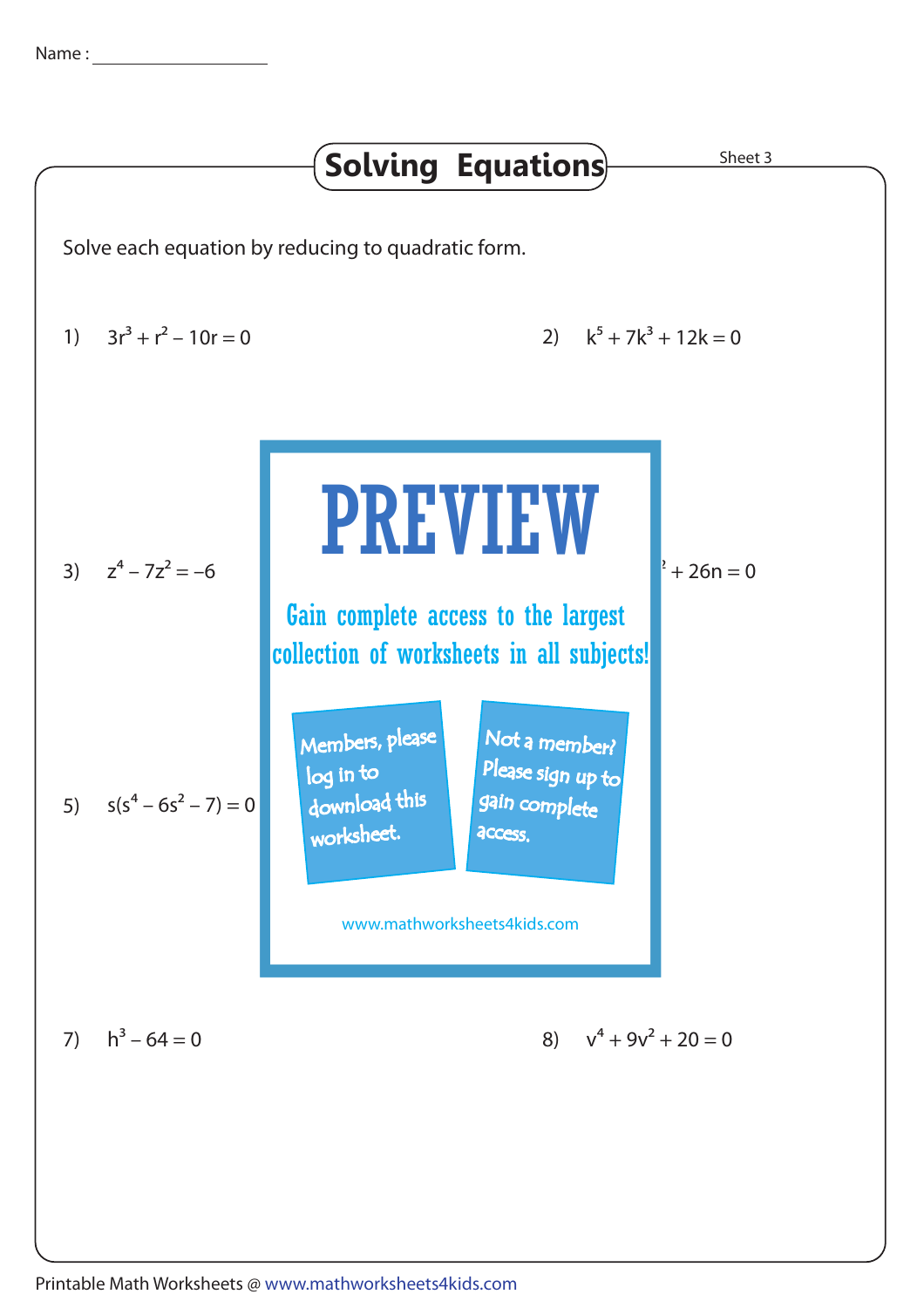Name : ____________

# Solving Equations

Sheet 3

Solve each equation by reducing to quadratic form.

1) $3r^3 + r^2 - 10r = 0$

2) $k^5 + 7k^3 + 12k = 0$

3) $z^4 - 7z^2 = -6$

4) $+ 26n = 0$

5) $s(s^4 - 6s^2 - 7) = 0$

PREVIEW

Gain complete access to the largest collection of worksheets in all subjects!

Members, please log in to download this worksheet.

Not a member? Please sign up to gain complete access.

www.mathworksheets4kids.com

7) $h^3 - 64 = 0$

8) $v^4 + 9v^2 + 20 = 0$

Printable Math Worksheets @ www.mathworksheets4kids.com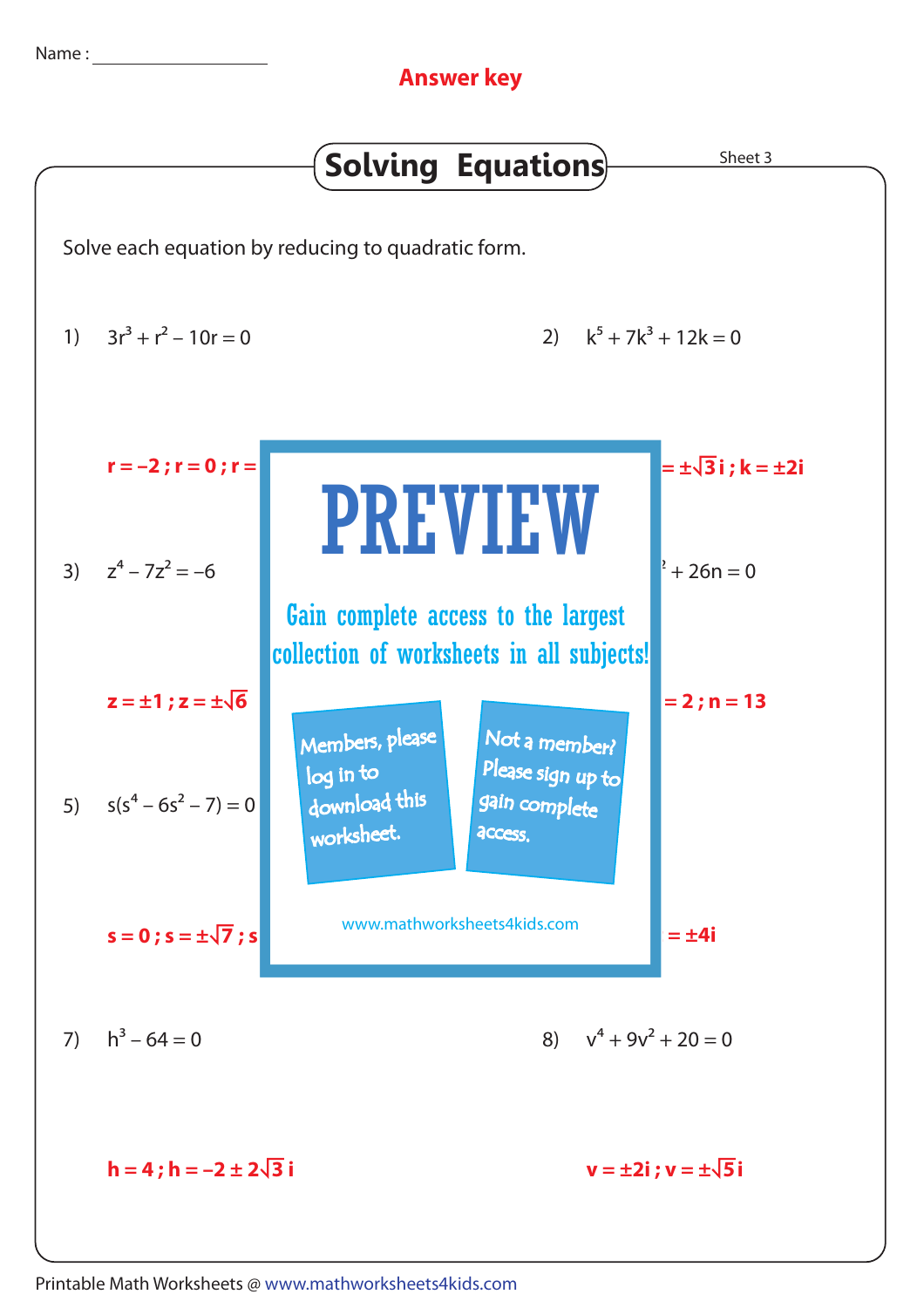Name : ___________________

**Answer key**

# Solving Equations

Sheet 3

Solve each equation by reducing to quadratic form.

1) $3r^3 + r^2 - 10r = 0$

**$r = -2$ ; $r = 0$ ; $r =$**

2) $k^5 + 7k^3 + 12k = 0$

**$= \pm\sqrt{3}\,i$ ; $k = \pm 2i$**

3) $z^4 - 7z^2 = -6$

**$z = \pm 1$ ; $z = \pm\sqrt{6}$**

4) $^2 + 26n = 0$

**$= 2$ ; $n = 13$**

5) $s(s^4 - 6s^2 - 7) = 0$

**$s = 0$ ; $s = \pm\sqrt{7}$ ; $s$**

6) **$= \pm 4i$**

PREVIEW

Gain complete access to the largest collection of worksheets in all subjects!

Members, please log in to download this worksheet.

Not a member? Please sign up to gain complete access.

www.mathworksheets4kids.com

7) $h^3 - 64 = 0$

**$h = 4$ ; $h = -2 \pm 2\sqrt{3}\,i$**

8) $v^4 + 9v^2 + 20 = 0$

**$v = \pm 2i$ ; $v = \pm\sqrt{5}\,i$**

Printable Math Worksheets @ www.mathworksheets4kids.com